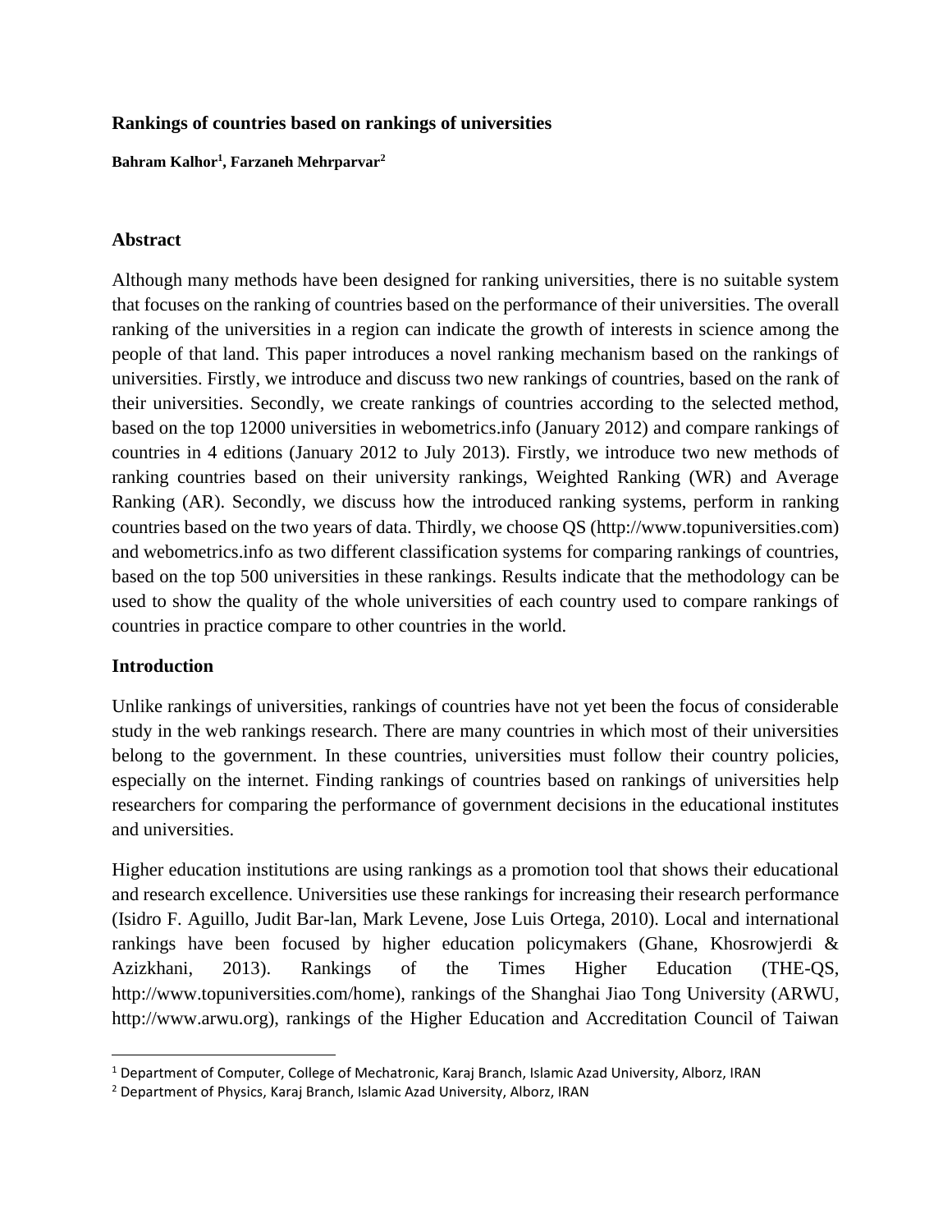# Rankings of countries based on rankings of universities

**Bahram Kalhor[1], Farzaneh Mehrparvar[2]**

## Abstract

Although many methods have been designed for ranking universities, there is no suitable system that focuses on the ranking of countries based on the performance of their universities. The overall ranking of the universities in a region can indicate the growth of interests in science among the people of that land. This paper introduces a novel ranking mechanism based on the rankings of universities. Firstly, we introduce and discuss two new rankings of countries, based on the rank of their universities. Secondly, we create rankings of countries according to the selected method, based on the top 12000 universities in webometrics.info (January 2012) and compare rankings of countries in 4 editions (January 2012 to July 2013). Firstly, we introduce two new methods of ranking countries based on their university rankings, Weighted Ranking (WR) and Average Ranking (AR). Secondly, we discuss how the introduced ranking systems, perform in ranking countries based on the two years of data. Thirdly, we choose QS (http://www.topuniversities.com) and webometrics.info as two different classification systems for comparing rankings of countries, based on the top 500 universities in these rankings. Results indicate that the methodology can be used to show the quality of the whole universities of each country used to compare rankings of countries in practice compare to other countries in the world.

## Introduction

Unlike rankings of universities, rankings of countries have not yet been the focus of considerable study in the web rankings research. There are many countries in which most of their universities belong to the government. In these countries, universities must follow their country policies, especially on the internet. Finding rankings of countries based on rankings of universities help researchers for comparing the performance of government decisions in the educational institutes and universities.

Higher education institutions are using rankings as a promotion tool that shows their educational and research excellence. Universities use these rankings for increasing their research performance (Isidro F. Aguillo, Judit Bar-lan, Mark Levene, Jose Luis Ortega, 2010). Local and international rankings have been focused by higher education policymakers (Ghane, Khosrowjerdi & Azizkhani, 2013). Rankings of the Times Higher Education (THE-QS, http://www.topuniversities.com/home), rankings of the Shanghai Jiao Tong University (ARWU, http://www.arwu.org), rankings of the Higher Education and Accreditation Council of Taiwan

---

[1] Department of Computer, College of Mechatronic, Karaj Branch, Islamic Azad University, Alborz, IRAN

[2] Department of Physics, Karaj Branch, Islamic Azad University, Alborz, IRAN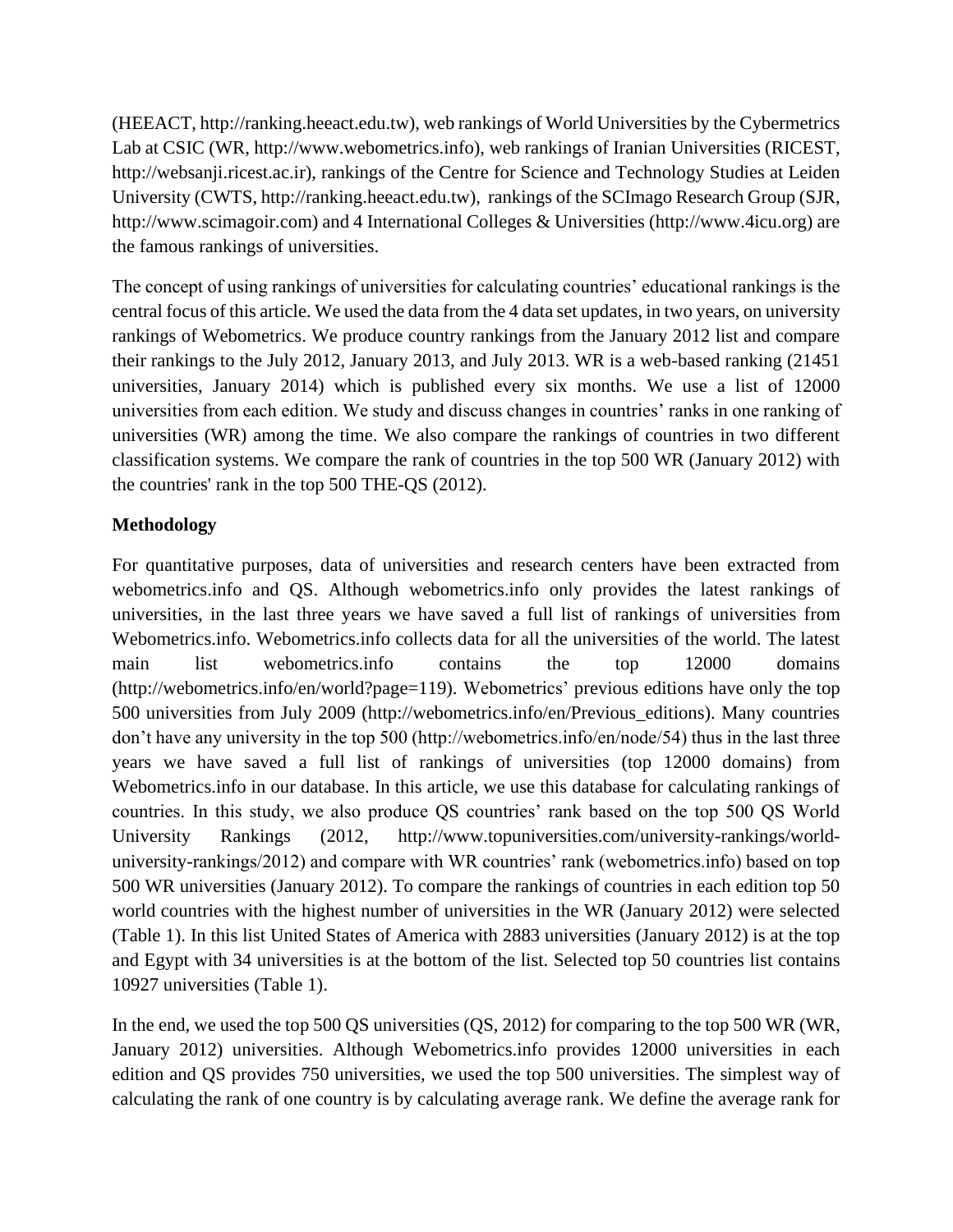(HEEACT, http://ranking.heeact.edu.tw), web rankings of World Universities by the Cybermetrics Lab at CSIC (WR, http://www.webometrics.info), web rankings of Iranian Universities (RICEST, http://websanji.ricest.ac.ir), rankings of the Centre for Science and Technology Studies at Leiden University (CWTS, http://ranking.heeact.edu.tw), rankings of the SCImago Research Group (SJR, http://www.scimagoir.com) and 4 International Colleges & Universities (http://www.4icu.org) are the famous rankings of universities.

The concept of using rankings of universities for calculating countries' educational rankings is the central focus of this article. We used the data from the 4 data set updates, in two years, on university rankings of Webometrics. We produce country rankings from the January 2012 list and compare their rankings to the July 2012, January 2013, and July 2013. WR is a web-based ranking (21451 universities, January 2014) which is published every six months. We use a list of 12000 universities from each edition. We study and discuss changes in countries' ranks in one ranking of universities (WR) among the time. We also compare the rankings of countries in two different classification systems. We compare the rank of countries in the top 500 WR (January 2012) with the countries' rank in the top 500 THE-QS (2012).

**Methodology**

For quantitative purposes, data of universities and research centers have been extracted from webometrics.info and QS. Although webometrics.info only provides the latest rankings of universities, in the last three years we have saved a full list of rankings of universities from Webometrics.info. Webometrics.info collects data for all the universities of the world. The latest main list webometrics.info contains the top 12000 domains (http://webometrics.info/en/world?page=119). Webometrics' previous editions have only the top 500 universities from July 2009 (http://webometrics.info/en/Previous_editions). Many countries don't have any university in the top 500 (http://webometrics.info/en/node/54) thus in the last three years we have saved a full list of rankings of universities (top 12000 domains) from Webometrics.info in our database. In this article, we use this database for calculating rankings of countries. In this study, we also produce QS countries' rank based on the top 500 QS World University Rankings (2012, http://www.topuniversities.com/university-rankings/world-university-rankings/2012) and compare with WR countries' rank (webometrics.info) based on top 500 WR universities (January 2012). To compare the rankings of countries in each edition top 50 world countries with the highest number of universities in the WR (January 2012) were selected (Table 1). In this list United States of America with 2883 universities (January 2012) is at the top and Egypt with 34 universities is at the bottom of the list. Selected top 50 countries list contains 10927 universities (Table 1).

In the end, we used the top 500 QS universities (QS, 2012) for comparing to the top 500 WR (WR, January 2012) universities. Although Webometrics.info provides 12000 universities in each edition and QS provides 750 universities, we used the top 500 universities. The simplest way of calculating the rank of one country is by calculating average rank. We define the average rank for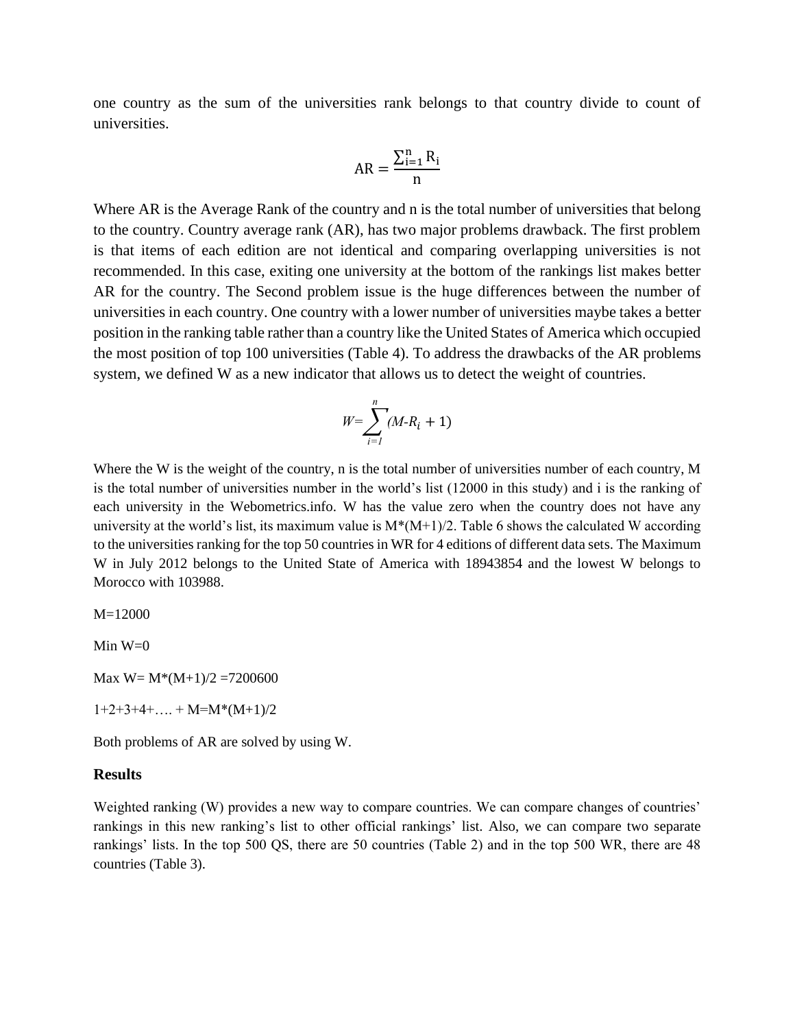one country as the sum of the universities rank belongs to that country divide to count of universities.

$$AR = \frac{\sum_{i=1}^{n} R_i}{n}$$

Where AR is the Average Rank of the country and n is the total number of universities that belong to the country. Country average rank (AR), has two major problems drawback. The first problem is that items of each edition are not identical and comparing overlapping universities is not recommended. In this case, exiting one university at the bottom of the rankings list makes better AR for the country. The Second problem issue is the huge differences between the number of universities in each country. One country with a lower number of universities maybe takes a better position in the ranking table rather than a country like the United States of America which occupied the most position of top 100 universities (Table 4). To address the drawbacks of the AR problems system, we defined W as a new indicator that allows us to detect the weight of countries.

$$W=\sum_{i=1}^{n}(M-R_i + 1)$$

Where the W is the weight of the country, n is the total number of universities number of each country, M is the total number of universities number in the world's list (12000 in this study) and i is the ranking of each university in the Webometrics.info. W has the value zero when the country does not have any university at the world's list, its maximum value is $M*(M+1)/2$. Table 6 shows the calculated W according to the universities ranking for the top 50 countries in WR for 4 editions of different data sets. The Maximum W in July 2012 belongs to the United State of America with 18943854 and the lowest W belongs to Morocco with 103988.

$M=12000$

$\text{Min } W=0$

$\text{Max } W= M*(M+1)/2 =7200600$

$1+2+3+4+\ldots + M=M*(M+1)/2$

Both problems of AR are solved by using W.

### Results

Weighted ranking (W) provides a new way to compare countries. We can compare changes of countries' rankings in this new ranking's list to other official rankings' list. Also, we can compare two separate rankings' lists. In the top 500 QS, there are 50 countries (Table 2) and in the top 500 WR, there are 48 countries (Table 3).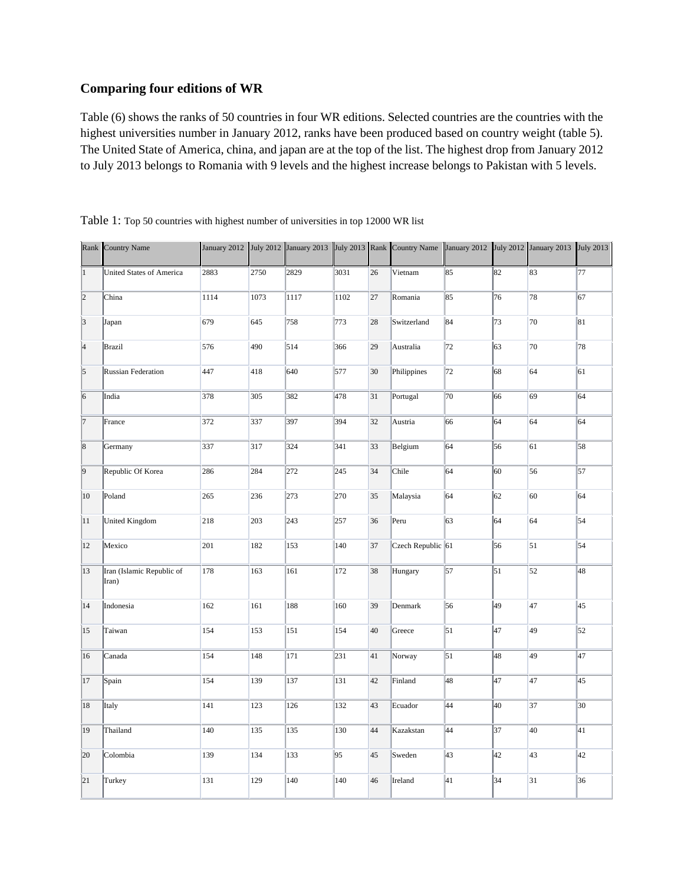### Comparing four editions of WR

Table (6) shows the ranks of 50 countries in four WR editions. Selected countries are the countries with the highest universities number in January 2012, ranks have been produced based on country weight (table 5). The United State of America, china, and japan are at the top of the list. The highest drop from January 2012 to July 2013 belongs to Romania with 9 levels and the highest increase belongs to Pakistan with 5 levels.

Table 1: Top 50 countries with highest number of universities in top 12000 WR list

| Rank | Country Name | January 2012 | July 2012 | January 2013 | July 2013 | Rank | Country Name | January 2012 | July 2012 | January 2013 | July 2013 |
|---|---|---|---|---|---|---|---|---|---|---|---|
| 1 | United States of America | 2883 | 2750 | 2829 | 3031 | 26 | Vietnam | 85 | 82 | 83 | 77 |
| 2 | China | 1114 | 1073 | 1117 | 1102 | 27 | Romania | 85 | 76 | 78 | 67 |
| 3 | Japan | 679 | 645 | 758 | 773 | 28 | Switzerland | 84 | 73 | 70 | 81 |
| 4 | Brazil | 576 | 490 | 514 | 366 | 29 | Australia | 72 | 63 | 70 | 78 |
| 5 | Russian Federation | 447 | 418 | 640 | 577 | 30 | Philippines | 72 | 68 | 64 | 61 |
| 6 | India | 378 | 305 | 382 | 478 | 31 | Portugal | 70 | 66 | 69 | 64 |
| 7 | France | 372 | 337 | 397 | 394 | 32 | Austria | 66 | 64 | 64 | 64 |
| 8 | Germany | 337 | 317 | 324 | 341 | 33 | Belgium | 64 | 56 | 61 | 58 |
| 9 | Republic Of Korea | 286 | 284 | 272 | 245 | 34 | Chile | 64 | 60 | 56 | 57 |
| 10 | Poland | 265 | 236 | 273 | 270 | 35 | Malaysia | 64 | 62 | 60 | 64 |
| 11 | United Kingdom | 218 | 203 | 243 | 257 | 36 | Peru | 63 | 64 | 64 | 54 |
| 12 | Mexico | 201 | 182 | 153 | 140 | 37 | Czech Republic | 61 | 56 | 51 | 54 |
| 13 | Iran (Islamic Republic of Iran) | 178 | 163 | 161 | 172 | 38 | Hungary | 57 | 51 | 52 | 48 |
| 14 | Indonesia | 162 | 161 | 188 | 160 | 39 | Denmark | 56 | 49 | 47 | 45 |
| 15 | Taiwan | 154 | 153 | 151 | 154 | 40 | Greece | 51 | 47 | 49 | 52 |
| 16 | Canada | 154 | 148 | 171 | 231 | 41 | Norway | 51 | 48 | 49 | 47 |
| 17 | Spain | 154 | 139 | 137 | 131 | 42 | Finland | 48 | 47 | 47 | 45 |
| 18 | Italy | 141 | 123 | 126 | 132 | 43 | Ecuador | 44 | 40 | 37 | 30 |
| 19 | Thailand | 140 | 135 | 135 | 130 | 44 | Kazakstan | 44 | 37 | 40 | 41 |
| 20 | Colombia | 139 | 134 | 133 | 95 | 45 | Sweden | 43 | 42 | 43 | 42 |
| 21 | Turkey | 131 | 129 | 140 | 140 | 46 | Ireland | 41 | 34 | 31 | 36 |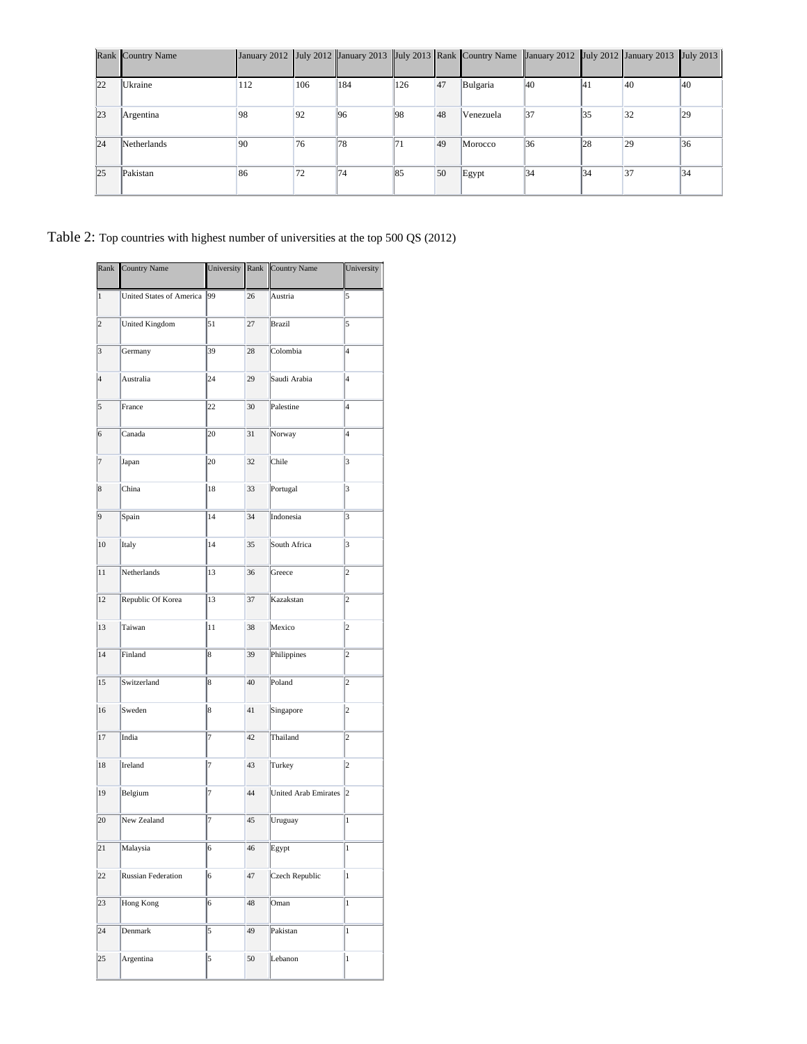| Rank | Country Name | January 2012 | July 2012 | January 2013 | July 2013 | Rank | Country Name | January 2012 | July 2012 | January 2013 | July 2013 |
|---|---|---|---|---|---|---|---|---|---|---|---|
| 22 | Ukraine | 112 | 106 | 184 | 126 | 47 | Bulgaria | 40 | 41 | 40 | 40 |
| 23 | Argentina | 98 | 92 | 96 | 98 | 48 | Venezuela | 37 | 35 | 32 | 29 |
| 24 | Netherlands | 90 | 76 | 78 | 71 | 49 | Morocco | 36 | 28 | 29 | 36 |
| 25 | Pakistan | 86 | 72 | 74 | 85 | 50 | Egypt | 34 | 34 | 37 | 34 |

Table 2: Top countries with highest number of universities at the top 500 QS (2012)

| Rank | Country Name | University | Rank | Country Name | University |
|---|---|---|---|---|---|
| 1 | United States of America | 99 | 26 | Austria | 5 |
| 2 | United Kingdom | 51 | 27 | Brazil | 5 |
| 3 | Germany | 39 | 28 | Colombia | 4 |
| 4 | Australia | 24 | 29 | Saudi Arabia | 4 |
| 5 | France | 22 | 30 | Palestine | 4 |
| 6 | Canada | 20 | 31 | Norway | 4 |
| 7 | Japan | 20 | 32 | Chile | 3 |
| 8 | China | 18 | 33 | Portugal | 3 |
| 9 | Spain | 14 | 34 | Indonesia | 3 |
| 10 | Italy | 14 | 35 | South Africa | 3 |
| 11 | Netherlands | 13 | 36 | Greece | 2 |
| 12 | Republic Of Korea | 13 | 37 | Kazakstan | 2 |
| 13 | Taiwan | 11 | 38 | Mexico | 2 |
| 14 | Finland | 8 | 39 | Philippines | 2 |
| 15 | Switzerland | 8 | 40 | Poland | 2 |
| 16 | Sweden | 8 | 41 | Singapore | 2 |
| 17 | India | 7 | 42 | Thailand | 2 |
| 18 | Ireland | 7 | 43 | Turkey | 2 |
| 19 | Belgium | 7 | 44 | United Arab Emirates | 2 |
| 20 | New Zealand | 7 | 45 | Uruguay | 1 |
| 21 | Malaysia | 6 | 46 | Egypt | 1 |
| 22 | Russian Federation | 6 | 47 | Czech Republic | 1 |
| 23 | Hong Kong | 6 | 48 | Oman | 1 |
| 24 | Denmark | 5 | 49 | Pakistan | 1 |
| 25 | Argentina | 5 | 50 | Lebanon | 1 |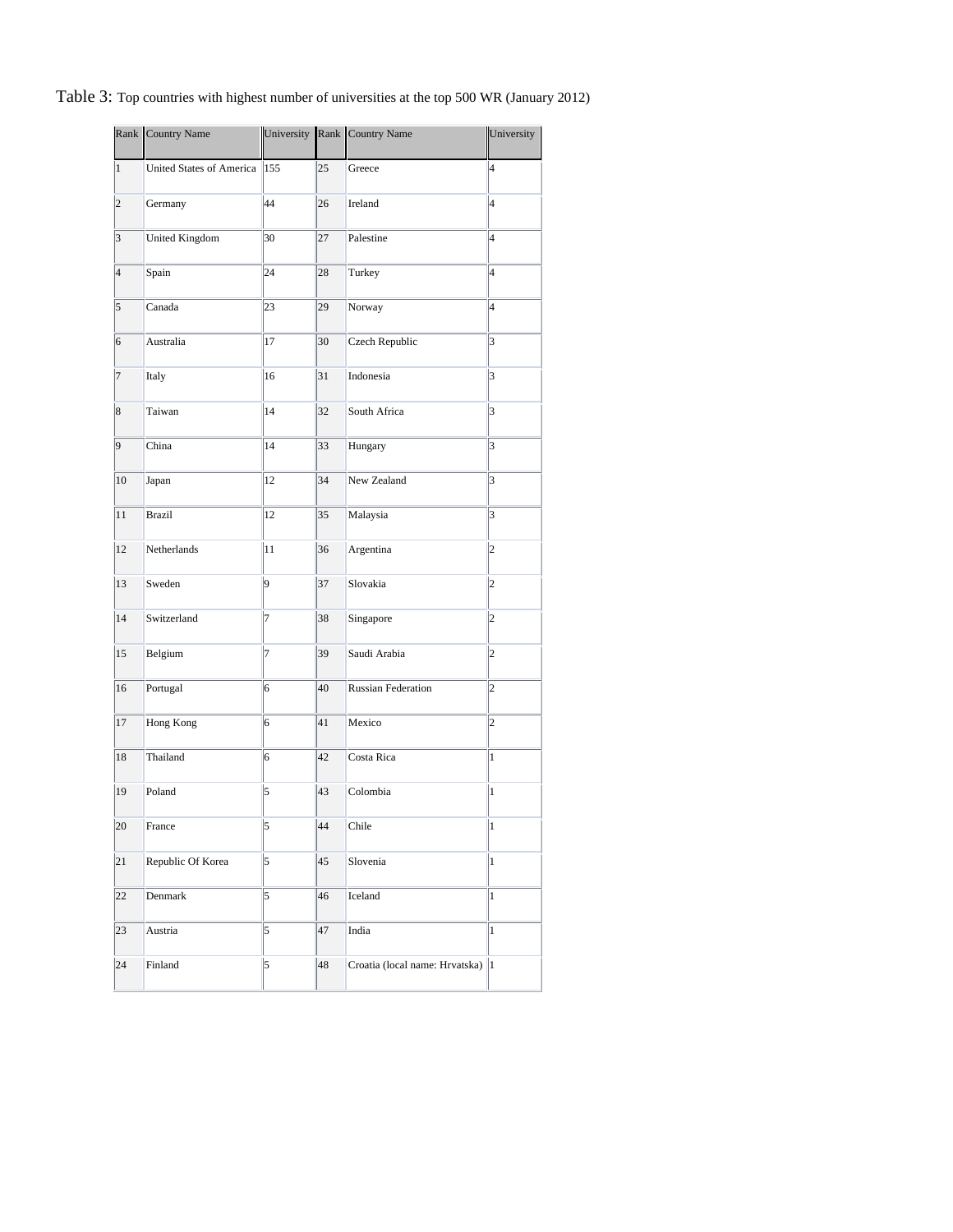Table 3: Top countries with highest number of universities at the top 500 WR (January 2012)

| Rank | Country Name | University | Rank | Country Name | University |
|---|---|---|---|---|---|
| 1 | United States of America | 155 | 25 | Greece | 4 |
| 2 | Germany | 44 | 26 | Ireland | 4 |
| 3 | United Kingdom | 30 | 27 | Palestine | 4 |
| 4 | Spain | 24 | 28 | Turkey | 4 |
| 5 | Canada | 23 | 29 | Norway | 4 |
| 6 | Australia | 17 | 30 | Czech Republic | 3 |
| 7 | Italy | 16 | 31 | Indonesia | 3 |
| 8 | Taiwan | 14 | 32 | South Africa | 3 |
| 9 | China | 14 | 33 | Hungary | 3 |
| 10 | Japan | 12 | 34 | New Zealand | 3 |
| 11 | Brazil | 12 | 35 | Malaysia | 3 |
| 12 | Netherlands | 11 | 36 | Argentina | 2 |
| 13 | Sweden | 9 | 37 | Slovakia | 2 |
| 14 | Switzerland | 7 | 38 | Singapore | 2 |
| 15 | Belgium | 7 | 39 | Saudi Arabia | 2 |
| 16 | Portugal | 6 | 40 | Russian Federation | 2 |
| 17 | Hong Kong | 6 | 41 | Mexico | 2 |
| 18 | Thailand | 6 | 42 | Costa Rica | 1 |
| 19 | Poland | 5 | 43 | Colombia | 1 |
| 20 | France | 5 | 44 | Chile | 1 |
| 21 | Republic Of Korea | 5 | 45 | Slovenia | 1 |
| 22 | Denmark | 5 | 46 | Iceland | 1 |
| 23 | Austria | 5 | 47 | India | 1 |
| 24 | Finland | 5 | 48 | Croatia (local name: Hrvatska) | 1 |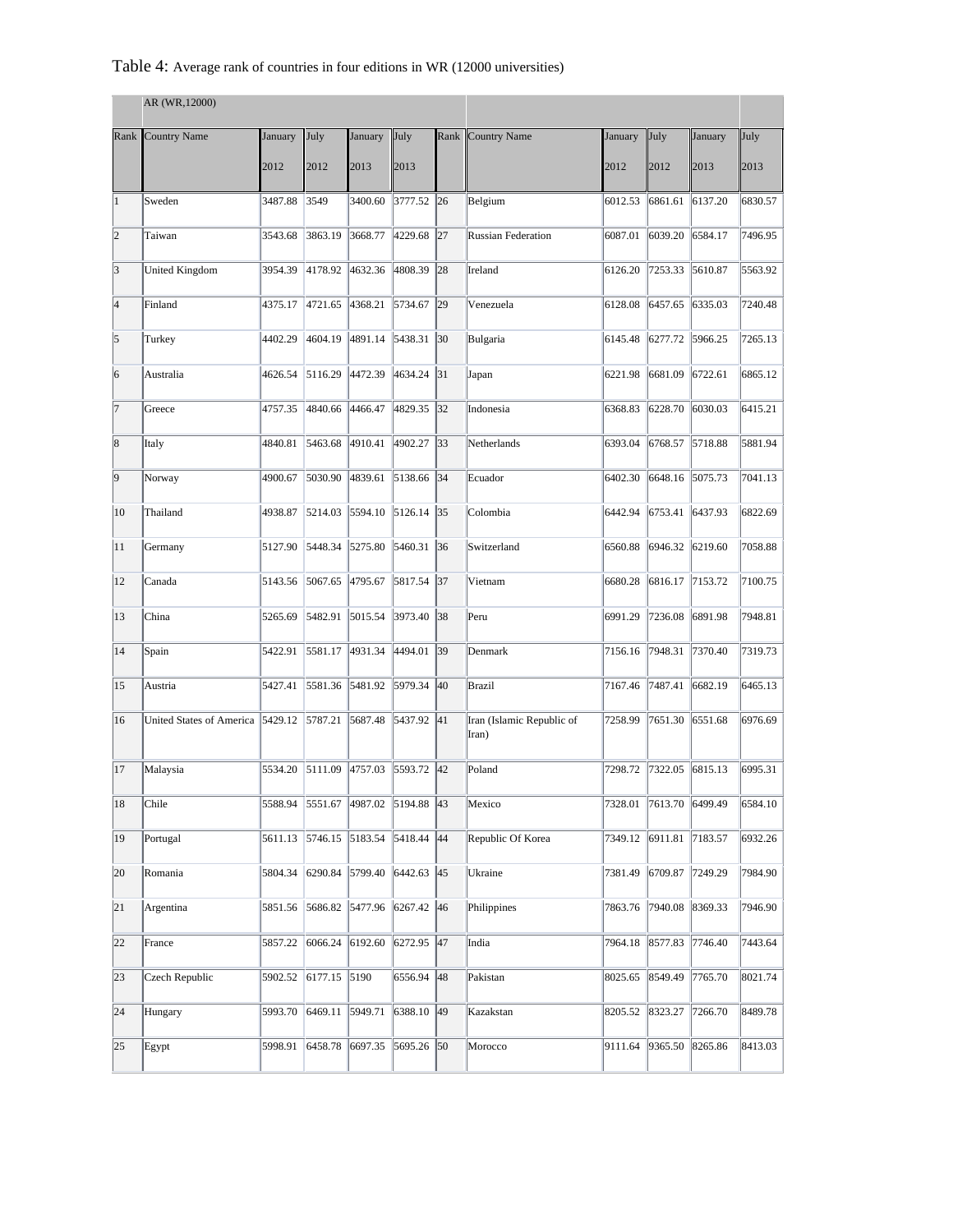Table 4: Average rank of countries in four editions in WR (12000 universities)

| | AR (WR,12000) | | | | | | | | | | |
|---|---|---|---|---|---|---|---|---|---|---|---|
| Rank | Country Name | January 2012 | July 2012 | January 2013 | July 2013 | Rank | Country Name | January 2012 | July 2012 | January 2013 | July 2013 |
| 1 | Sweden | 3487.88 | 3549 | 3400.60 | 3777.52 | 26 | Belgium | 6012.53 | 6861.61 | 6137.20 | 6830.57 |
| 2 | Taiwan | 3543.68 | 3863.19 | 3668.77 | 4229.68 | 27 | Russian Federation | 6087.01 | 6039.20 | 6584.17 | 7496.95 |
| 3 | United Kingdom | 3954.39 | 4178.92 | 4632.36 | 4808.39 | 28 | Ireland | 6126.20 | 7253.33 | 5610.87 | 5563.92 |
| 4 | Finland | 4375.17 | 4721.65 | 4368.21 | 5734.67 | 29 | Venezuela | 6128.08 | 6457.65 | 6335.03 | 7240.48 |
| 5 | Turkey | 4402.29 | 4604.19 | 4891.14 | 5438.31 | 30 | Bulgaria | 6145.48 | 6277.72 | 5966.25 | 7265.13 |
| 6 | Australia | 4626.54 | 5116.29 | 4472.39 | 4634.24 | 31 | Japan | 6221.98 | 6681.09 | 6722.61 | 6865.12 |
| 7 | Greece | 4757.35 | 4840.66 | 4466.47 | 4829.35 | 32 | Indonesia | 6368.83 | 6228.70 | 6030.03 | 6415.21 |
| 8 | Italy | 4840.81 | 5463.68 | 4910.41 | 4902.27 | 33 | Netherlands | 6393.04 | 6768.57 | 5718.88 | 5881.94 |
| 9 | Norway | 4900.67 | 5030.90 | 4839.61 | 5138.66 | 34 | Ecuador | 6402.30 | 6648.16 | 5075.73 | 7041.13 |
| 10 | Thailand | 4938.87 | 5214.03 | 5594.10 | 5126.14 | 35 | Colombia | 6442.94 | 6753.41 | 6437.93 | 6822.69 |
| 11 | Germany | 5127.90 | 5448.34 | 5275.80 | 5460.31 | 36 | Switzerland | 6560.88 | 6946.32 | 6219.60 | 7058.88 |
| 12 | Canada | 5143.56 | 5067.65 | 4795.67 | 5817.54 | 37 | Vietnam | 6680.28 | 6816.17 | 7153.72 | 7100.75 |
| 13 | China | 5265.69 | 5482.91 | 5015.54 | 3973.40 | 38 | Peru | 6991.29 | 7236.08 | 6891.98 | 7948.81 |
| 14 | Spain | 5422.91 | 5581.17 | 4931.34 | 4494.01 | 39 | Denmark | 7156.16 | 7948.31 | 7370.40 | 7319.73 |
| 15 | Austria | 5427.41 | 5581.36 | 5481.92 | 5979.34 | 40 | Brazil | 7167.46 | 7487.41 | 6682.19 | 6465.13 |
| 16 | United States of America | 5429.12 | 5787.21 | 5687.48 | 5437.92 | 41 | Iran (Islamic Republic of Iran) | 7258.99 | 7651.30 | 6551.68 | 6976.69 |
| 17 | Malaysia | 5534.20 | 5111.09 | 4757.03 | 5593.72 | 42 | Poland | 7298.72 | 7322.05 | 6815.13 | 6995.31 |
| 18 | Chile | 5588.94 | 5551.67 | 4987.02 | 5194.88 | 43 | Mexico | 7328.01 | 7613.70 | 6499.49 | 6584.10 |
| 19 | Portugal | 5611.13 | 5746.15 | 5183.54 | 5418.44 | 44 | Republic Of Korea | 7349.12 | 6911.81 | 7183.57 | 6932.26 |
| 20 | Romania | 5804.34 | 6290.84 | 5799.40 | 6442.63 | 45 | Ukraine | 7381.49 | 6709.87 | 7249.29 | 7984.90 |
| 21 | Argentina | 5851.56 | 5686.82 | 5477.96 | 6267.42 | 46 | Philippines | 7863.76 | 7940.08 | 8369.33 | 7946.90 |
| 22 | France | 5857.22 | 6066.24 | 6192.60 | 6272.95 | 47 | India | 7964.18 | 8577.83 | 7746.40 | 7443.64 |
| 23 | Czech Republic | 5902.52 | 6177.15 | 5190 | 6556.94 | 48 | Pakistan | 8025.65 | 8549.49 | 7765.70 | 8021.74 |
| 24 | Hungary | 5993.70 | 6469.11 | 5949.71 | 6388.10 | 49 | Kazakstan | 8205.52 | 8323.27 | 7266.70 | 8489.78 |
| 25 | Egypt | 5998.91 | 6458.78 | 6697.35 | 5695.26 | 50 | Morocco | 9111.64 | 9365.50 | 8265.86 | 8413.03 |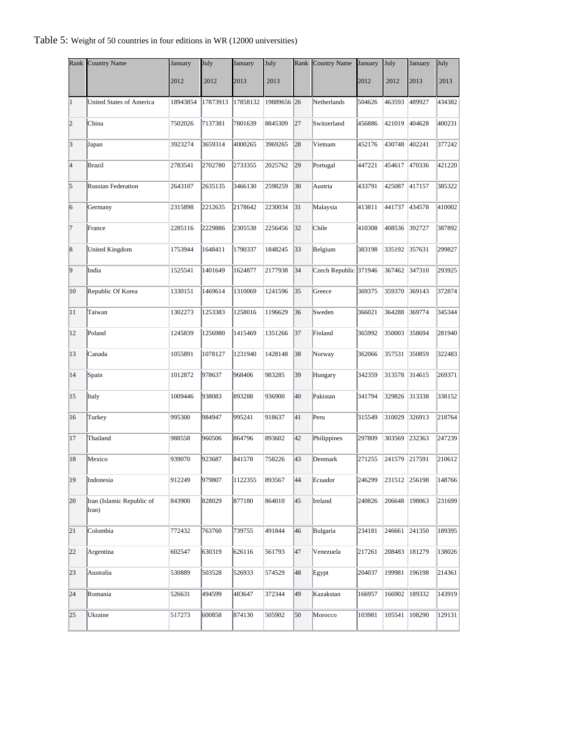Table 5: Weight of 50 countries in four editions in WR (12000 universities)

| Rank | Country Name | January 2012 | July 2012 | January 2013 | July 2013 | Rank | Country Name | January 2012 | July 2012 | January 2013 | July 2013 |
|---|---|---|---|---|---|---|---|---|---|---|---|
| 1 | United States of America | 18943854 | 17873913 | 17858132 | 19889656 | 26 | Netherlands | 504626 | 463593 | 489927 | 434382 |
| 2 | China | 7502026 | 7137381 | 7801639 | 8845309 | 27 | Switzerland | 456886 | 421019 | 404628 | 400231 |
| 3 | Japan | 3923274 | 3659314 | 4000265 | 3969265 | 28 | Vietnam | 452176 | 430748 | 402241 | 377242 |
| 4 | Brazil | 2783541 | 2702780 | 2733355 | 2025762 | 29 | Portugal | 447221 | 454617 | 470336 | 421220 |
| 5 | Russian Federation | 2643107 | 2635135 | 3466130 | 2598259 | 30 | Austria | 433791 | 425087 | 417157 | 385322 |
| 6 | Germany | 2315898 | 2212635 | 2178642 | 2230034 | 31 | Malaysia | 413811 | 441737 | 434578 | 410002 |
| 7 | France | 2285116 | 2229886 | 2305538 | 2256456 | 32 | Chile | 410308 | 408536 | 392727 | 387892 |
| 8 | United Kingdom | 1753944 | 1648411 | 1790337 | 1848245 | 33 | Belgium | 383198 | 335192 | 357631 | 299827 |
| 9 | India | 1525541 | 1401649 | 1624877 | 2177938 | 34 | Czech Republic | 371946 | 367462 | 347310 | 293925 |
| 10 | Republic Of Korea | 1330151 | 1469614 | 1310069 | 1241596 | 35 | Greece | 369375 | 359370 | 369143 | 372874 |
| 11 | Taiwan | 1302273 | 1253383 | 1258016 | 1196629 | 36 | Sweden | 366021 | 364288 | 369774 | 345344 |
| 12 | Poland | 1245839 | 1256980 | 1415469 | 1351266 | 37 | Finland | 365992 | 350003 | 358694 | 281940 |
| 13 | Canada | 1055891 | 1078127 | 1231940 | 1428148 | 38 | Norway | 362066 | 357531 | 350859 | 322483 |
| 14 | Spain | 1012872 | 978637 | 968406 | 983285 | 39 | Hungary | 342359 | 313578 | 314615 | 269371 |
| 15 | Italy | 1009446 | 938083 | 893288 | 936900 | 40 | Pakistan | 341794 | 329826 | 313338 | 338152 |
| 16 | Turkey | 995300 | 984947 | 995241 | 918637 | 41 | Peru | 315549 | 310029 | 326913 | 218764 |
| 17 | Thailand | 988558 | 960506 | 864796 | 893602 | 42 | Philippines | 297809 | 303569 | 232363 | 247239 |
| 18 | Mexico | 939070 | 923687 | 841578 | 758226 | 43 | Denmark | 271255 | 241579 | 217591 | 210612 |
| 19 | Indonesia | 912249 | 979807 | 1122355 | 893567 | 44 | Ecuador | 246299 | 231512 | 256198 | 148766 |
| 20 | Iran (Islamic Republic of Iran) | 843900 | 828029 | 877180 | 864010 | 45 | Ireland | 240826 | 206648 | 198063 | 231699 |
| 21 | Colombia | 772432 | 763760 | 739755 | 491844 | 46 | Bulgaria | 234181 | 246661 | 241350 | 189395 |
| 22 | Argentina | 602547 | 630319 | 626116 | 561793 | 47 | Venezuela | 217261 | 208483 | 181279 | 138026 |
| 23 | Australia | 530889 | 503528 | 526933 | 574529 | 48 | Egypt | 204037 | 199981 | 196198 | 214361 |
| 24 | Romania | 526631 | 494599 | 483647 | 372344 | 49 | Kazakstan | 166957 | 166902 | 189332 | 143919 |
| 25 | Ukraine | 517273 | 600858 | 874130 | 505902 | 50 | Morocco | 103981 | 105541 | 108290 | 129131 |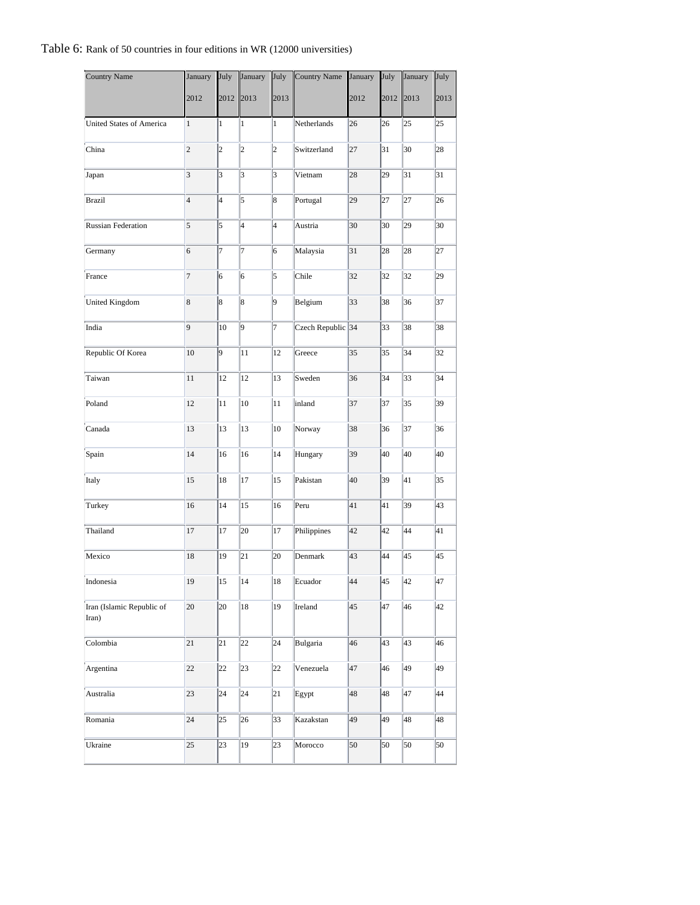Table 6: Rank of 50 countries in four editions in WR (12000 universities)

| Country Name | January 2012 | July 2012 | January 2013 | July 2013 | Country Name | January 2012 | July 2012 | January 2013 | July 2013 |
|---|---|---|---|---|---|---|---|---|---|
| United States of America | 1 | 1 | 1 | 1 | Netherlands | 26 | 26 | 25 | 25 |
| China | 2 | 2 | 2 | 2 | Switzerland | 27 | 31 | 30 | 28 |
| Japan | 3 | 3 | 3 | 3 | Vietnam | 28 | 29 | 31 | 31 |
| Brazil | 4 | 4 | 5 | 8 | Portugal | 29 | 27 | 27 | 26 |
| Russian Federation | 5 | 5 | 4 | 4 | Austria | 30 | 30 | 29 | 30 |
| Germany | 6 | 7 | 7 | 6 | Malaysia | 31 | 28 | 28 | 27 |
| France | 7 | 6 | 6 | 5 | Chile | 32 | 32 | 32 | 29 |
| United Kingdom | 8 | 8 | 8 | 9 | Belgium | 33 | 38 | 36 | 37 |
| India | 9 | 10 | 9 | 7 | Czech Republic | 34 | 33 | 38 | 38 |
| Republic Of Korea | 10 | 9 | 11 | 12 | Greece | 35 | 35 | 34 | 32 |
| Taiwan | 11 | 12 | 12 | 13 | Sweden | 36 | 34 | 33 | 34 |
| Poland | 12 | 11 | 10 | 11 | inland | 37 | 37 | 35 | 39 |
| Canada | 13 | 13 | 13 | 10 | Norway | 38 | 36 | 37 | 36 |
| Spain | 14 | 16 | 16 | 14 | Hungary | 39 | 40 | 40 | 40 |
| Italy | 15 | 18 | 17 | 15 | Pakistan | 40 | 39 | 41 | 35 |
| Turkey | 16 | 14 | 15 | 16 | Peru | 41 | 41 | 39 | 43 |
| Thailand | 17 | 17 | 20 | 17 | Philippines | 42 | 42 | 44 | 41 |
| Mexico | 18 | 19 | 21 | 20 | Denmark | 43 | 44 | 45 | 45 |
| Indonesia | 19 | 15 | 14 | 18 | Ecuador | 44 | 45 | 42 | 47 |
| Iran (Islamic Republic of Iran) | 20 | 20 | 18 | 19 | Ireland | 45 | 47 | 46 | 42 |
| Colombia | 21 | 21 | 22 | 24 | Bulgaria | 46 | 43 | 43 | 46 |
| Argentina | 22 | 22 | 23 | 22 | Venezuela | 47 | 46 | 49 | 49 |
| Australia | 23 | 24 | 24 | 21 | Egypt | 48 | 48 | 47 | 44 |
| Romania | 24 | 25 | 26 | 33 | Kazakstan | 49 | 49 | 48 | 48 |
| Ukraine | 25 | 23 | 19 | 23 | Morocco | 50 | 50 | 50 | 50 |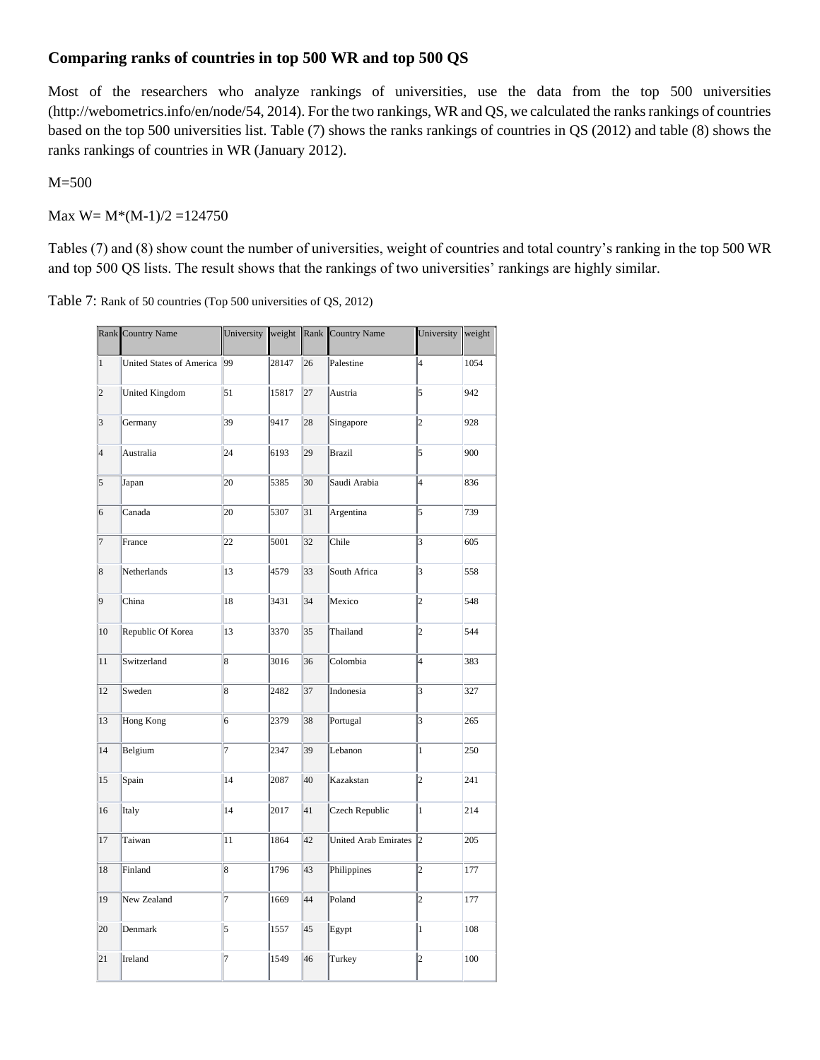### Comparing ranks of countries in top 500 WR and top 500 QS

Most of the researchers who analyze rankings of universities, use the data from the top 500 universities (http://webometrics.info/en/node/54, 2014). For the two rankings, WR and QS, we calculated the ranks rankings of countries based on the top 500 universities list. Table (7) shows the ranks rankings of countries in QS (2012) and table (8) shows the ranks rankings of countries in WR (January 2012).

M=500

Max W= M*(M-1)/2 =124750

Tables (7) and (8) show count the number of universities, weight of countries and total country's ranking in the top 500 WR and top 500 QS lists. The result shows that the rankings of two universities' rankings are highly similar.

Table 7: Rank of 50 countries (Top 500 universities of QS, 2012)

| Rank | Country Name | University | weight | Rank | Country Name | University | weight |
|---|---|---|---|---|---|---|---|
| 1 | United States of America | 99 | 28147 | 26 | Palestine | 4 | 1054 |
| 2 | United Kingdom | 51 | 15817 | 27 | Austria | 5 | 942 |
| 3 | Germany | 39 | 9417 | 28 | Singapore | 2 | 928 |
| 4 | Australia | 24 | 6193 | 29 | Brazil | 5 | 900 |
| 5 | Japan | 20 | 5385 | 30 | Saudi Arabia | 4 | 836 |
| 6 | Canada | 20 | 5307 | 31 | Argentina | 5 | 739 |
| 7 | France | 22 | 5001 | 32 | Chile | 3 | 605 |
| 8 | Netherlands | 13 | 4579 | 33 | South Africa | 3 | 558 |
| 9 | China | 18 | 3431 | 34 | Mexico | 2 | 548 |
| 10 | Republic Of Korea | 13 | 3370 | 35 | Thailand | 2 | 544 |
| 11 | Switzerland | 8 | 3016 | 36 | Colombia | 4 | 383 |
| 12 | Sweden | 8 | 2482 | 37 | Indonesia | 3 | 327 |
| 13 | Hong Kong | 6 | 2379 | 38 | Portugal | 3 | 265 |
| 14 | Belgium | 7 | 2347 | 39 | Lebanon | 1 | 250 |
| 15 | Spain | 14 | 2087 | 40 | Kazakstan | 2 | 241 |
| 16 | Italy | 14 | 2017 | 41 | Czech Republic | 1 | 214 |
| 17 | Taiwan | 11 | 1864 | 42 | United Arab Emirates | 2 | 205 |
| 18 | Finland | 8 | 1796 | 43 | Philippines | 2 | 177 |
| 19 | New Zealand | 7 | 1669 | 44 | Poland | 2 | 177 |
| 20 | Denmark | 5 | 1557 | 45 | Egypt | 1 | 108 |
| 21 | Ireland | 7 | 1549 | 46 | Turkey | 2 | 100 |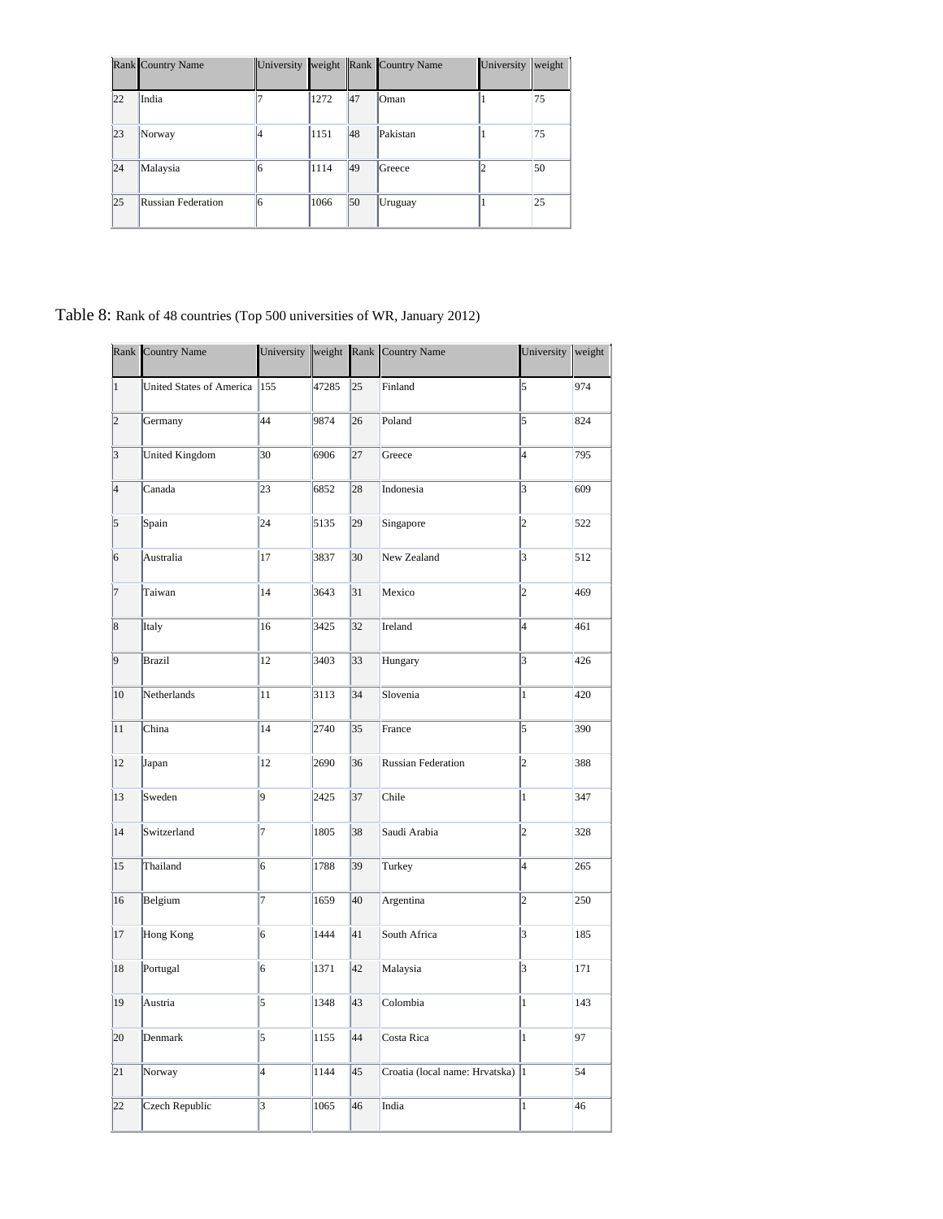| Rank | Country Name | University | weight | Rank | Country Name | University | weight |
|---|---|---|---|---|---|---|---|
| 22 | India | 7 | 1272 | 47 | Oman | 1 | 75 |
| 23 | Norway | 4 | 1151 | 48 | Pakistan | 1 | 75 |
| 24 | Malaysia | 6 | 1114 | 49 | Greece | 2 | 50 |
| 25 | Russian Federation | 6 | 1066 | 50 | Uruguay | 1 | 25 |

Table 8: Rank of 48 countries (Top 500 universities of WR, January 2012)

| Rank | Country Name | University | weight | Rank | Country Name | University | weight |
|---|---|---|---|---|---|---|---|
| 1 | United States of America | 155 | 47285 | 25 | Finland | 5 | 974 |
| 2 | Germany | 44 | 9874 | 26 | Poland | 5 | 824 |
| 3 | United Kingdom | 30 | 6906 | 27 | Greece | 4 | 795 |
| 4 | Canada | 23 | 6852 | 28 | Indonesia | 3 | 609 |
| 5 | Spain | 24 | 5135 | 29 | Singapore | 2 | 522 |
| 6 | Australia | 17 | 3837 | 30 | New Zealand | 3 | 512 |
| 7 | Taiwan | 14 | 3643 | 31 | Mexico | 2 | 469 |
| 8 | Italy | 16 | 3425 | 32 | Ireland | 4 | 461 |
| 9 | Brazil | 12 | 3403 | 33 | Hungary | 3 | 426 |
| 10 | Netherlands | 11 | 3113 | 34 | Slovenia | 1 | 420 |
| 11 | China | 14 | 2740 | 35 | France | 5 | 390 |
| 12 | Japan | 12 | 2690 | 36 | Russian Federation | 2 | 388 |
| 13 | Sweden | 9 | 2425 | 37 | Chile | 1 | 347 |
| 14 | Switzerland | 7 | 1805 | 38 | Saudi Arabia | 2 | 328 |
| 15 | Thailand | 6 | 1788 | 39 | Turkey | 4 | 265 |
| 16 | Belgium | 7 | 1659 | 40 | Argentina | 2 | 250 |
| 17 | Hong Kong | 6 | 1444 | 41 | South Africa | 3 | 185 |
| 18 | Portugal | 6 | 1371 | 42 | Malaysia | 3 | 171 |
| 19 | Austria | 5 | 1348 | 43 | Colombia | 1 | 143 |
| 20 | Denmark | 5 | 1155 | 44 | Costa Rica | 1 | 97 |
| 21 | Norway | 4 | 1144 | 45 | Croatia (local name: Hrvatska) | 1 | 54 |
| 22 | Czech Republic | 3 | 1065 | 46 | India | 1 | 46 |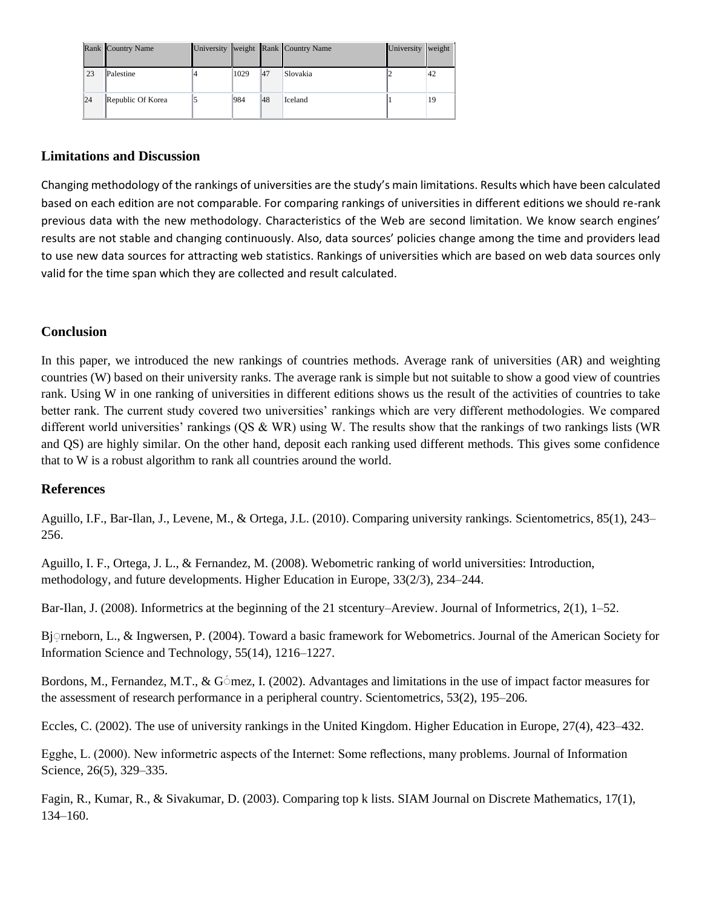| Rank | Country Name | University | weight | Rank | Country Name | University | weight |
|---|---|---|---|---|---|---|---|
| 23 | Palestine | 4 | 1029 | 47 | Slovakia | 2 | 42 |
| 24 | Republic Of Korea | 5 | 984 | 48 | Iceland | 1 | 19 |

### Limitations and Discussion

Changing methodology of the rankings of universities are the study's main limitations. Results which have been calculated based on each edition are not comparable. For comparing rankings of universities in different editions we should re-rank previous data with the new methodology. Characteristics of the Web are second limitation. We know search engines' results are not stable and changing continuously. Also, data sources' policies change among the time and providers lead to use new data sources for attracting web statistics. Rankings of universities which are based on web data sources only valid for the time span which they are collected and result calculated.

### Conclusion

In this paper, we introduced the new rankings of countries methods. Average rank of universities (AR) and weighting countries (W) based on their university ranks. The average rank is simple but not suitable to show a good view of countries rank. Using W in one ranking of universities in different editions shows us the result of the activities of countries to take better rank. The current study covered two universities' rankings which are very different methodologies. We compared different world universities' rankings (QS & WR) using W. The results show that the rankings of two rankings lists (WR and QS) are highly similar. On the other hand, deposit each ranking used different methods. This gives some confidence that to W is a robust algorithm to rank all countries around the world.

### References

Aguillo, I.F., Bar-Ilan, J., Levene, M., & Ortega, J.L. (2010). Comparing university rankings. Scientometrics, 85(1), 243–256.

Aguillo, I. F., Ortega, J. L., & Fernandez, M. (2008). Webometric ranking of world universities: Introduction, methodology, and future developments. Higher Education in Europe, 33(2/3), 234–244.

Bar-Ilan, J. (2008). Informetrics at the beginning of the 21 stcentury–Areview. Journal of Informetrics, 2(1), 1–52.

Björneborn, L., & Ingwersen, P. (2004). Toward a basic framework for Webometrics. Journal of the American Society for Information Science and Technology, 55(14), 1216–1227.

Bordons, M., Fernandez, M.T., & Gómez, I. (2002). Advantages and limitations in the use of impact factor measures for the assessment of research performance in a peripheral country. Scientometrics, 53(2), 195–206.

Eccles, C. (2002). The use of university rankings in the United Kingdom. Higher Education in Europe, 27(4), 423–432.

Egghe, L. (2000). New informetric aspects of the Internet: Some reflections, many problems. Journal of Information Science, 26(5), 329–335.

Fagin, R., Kumar, R., & Sivakumar, D. (2003). Comparing top k lists. SIAM Journal on Discrete Mathematics, 17(1), 134–160.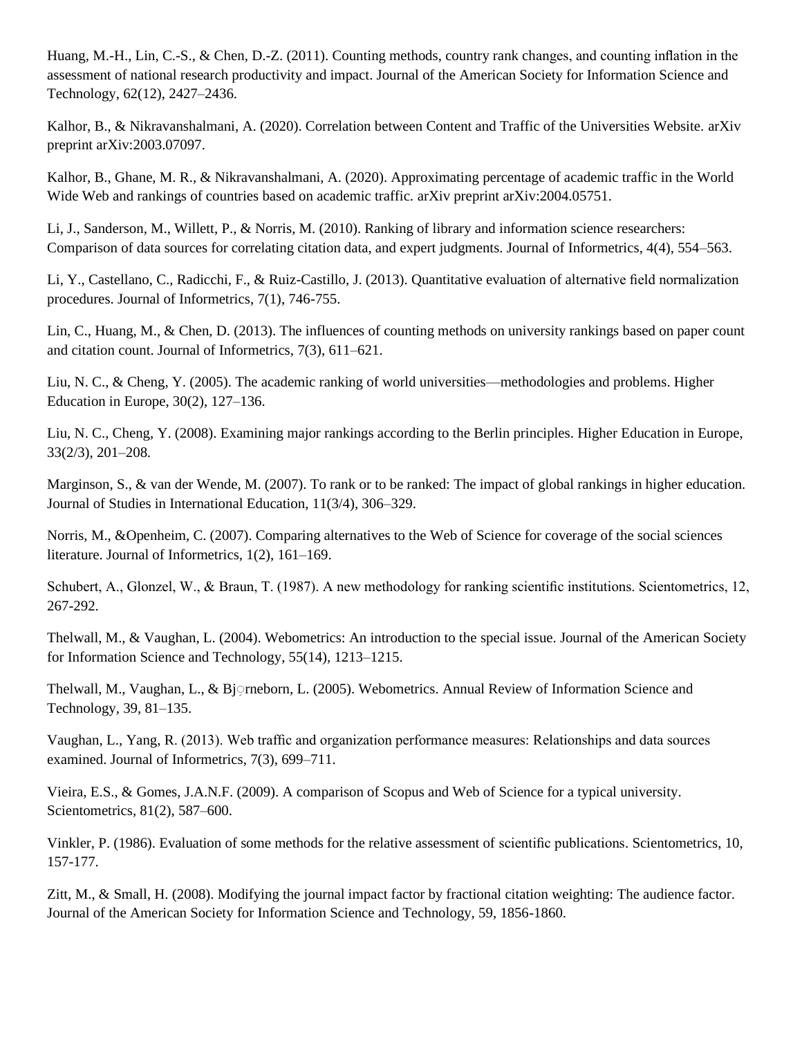Huang, M.-H., Lin, C.-S., & Chen, D.-Z. (2011). Counting methods, country rank changes, and counting inflation in the assessment of national research productivity and impact. Journal of the American Society for Information Science and Technology, 62(12), 2427–2436.

Kalhor, B., & Nikravanshalmani, A. (2020). Correlation between Content and Traffic of the Universities Website. arXiv preprint arXiv:2003.07097.

Kalhor, B., Ghane, M. R., & Nikravanshalmani, A. (2020). Approximating percentage of academic traffic in the World Wide Web and rankings of countries based on academic traffic. arXiv preprint arXiv:2004.05751.

Li, J., Sanderson, M., Willett, P., & Norris, M. (2010). Ranking of library and information science researchers: Comparison of data sources for correlating citation data, and expert judgments. Journal of Informetrics, 4(4), 554–563.

Li, Y., Castellano, C., Radicchi, F., & Ruiz-Castillo, J. (2013). Quantitative evaluation of alternative field normalization procedures. Journal of Informetrics, 7(1), 746-755.

Lin, C., Huang, M., & Chen, D. (2013). The influences of counting methods on university rankings based on paper count and citation count. Journal of Informetrics, 7(3), 611–621.

Liu, N. C., & Cheng, Y. (2005). The academic ranking of world universities—methodologies and problems. Higher Education in Europe, 30(2), 127–136.

Liu, N. C., Cheng, Y. (2008). Examining major rankings according to the Berlin principles. Higher Education in Europe, 33(2/3), 201–208.

Marginson, S., & van der Wende, M. (2007). To rank or to be ranked: The impact of global rankings in higher education. Journal of Studies in International Education, 11(3/4), 306–329.

Norris, M., &Openheim, C. (2007). Comparing alternatives to the Web of Science for coverage of the social sciences literature. Journal of Informetrics, 1(2), 161–169.

Schubert, A., Glonzel, W., & Braun, T. (1987). A new methodology for ranking scientific institutions. Scientometrics, 12, 267-292.

Thelwall, M., & Vaughan, L. (2004). Webometrics: An introduction to the special issue. Journal of the American Society for Information Science and Technology, 55(14), 1213–1215.

Thelwall, M., Vaughan, L., & Björneborn, L. (2005). Webometrics. Annual Review of Information Science and Technology, 39, 81–135.

Vaughan, L., Yang, R. (2013). Web traffic and organization performance measures: Relationships and data sources examined. Journal of Informetrics, 7(3), 699–711.

Vieira, E.S., & Gomes, J.A.N.F. (2009). A comparison of Scopus and Web of Science for a typical university. Scientometrics, 81(2), 587–600.

Vinkler, P. (1986). Evaluation of some methods for the relative assessment of scientific publications. Scientometrics, 10, 157-177.

Zitt, M., & Small, H. (2008). Modifying the journal impact factor by fractional citation weighting: The audience factor. Journal of the American Society for Information Science and Technology, 59, 1856-1860.